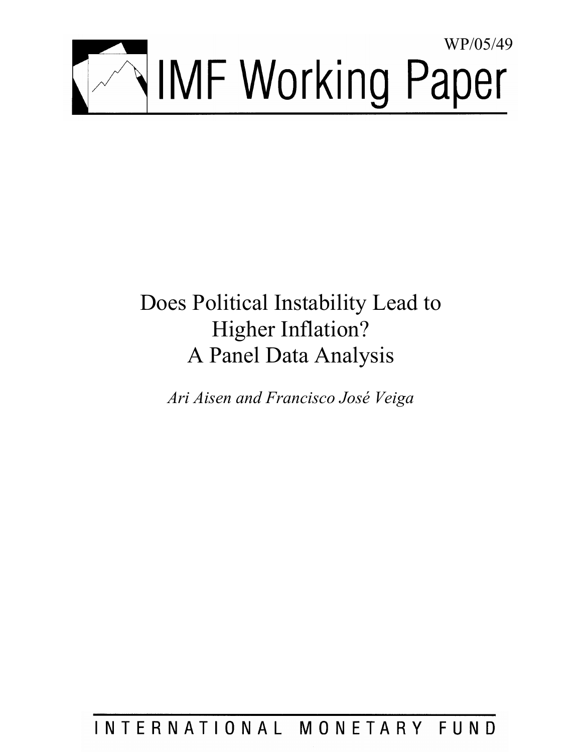WP/05/49

# IMF Working Paper

# Does Political Instability Lead to Higher Inflation? A Panel Data Analysis

*Ari Aisen and Francisco José Veiga*

INTERNATIONAL MONETARY FUND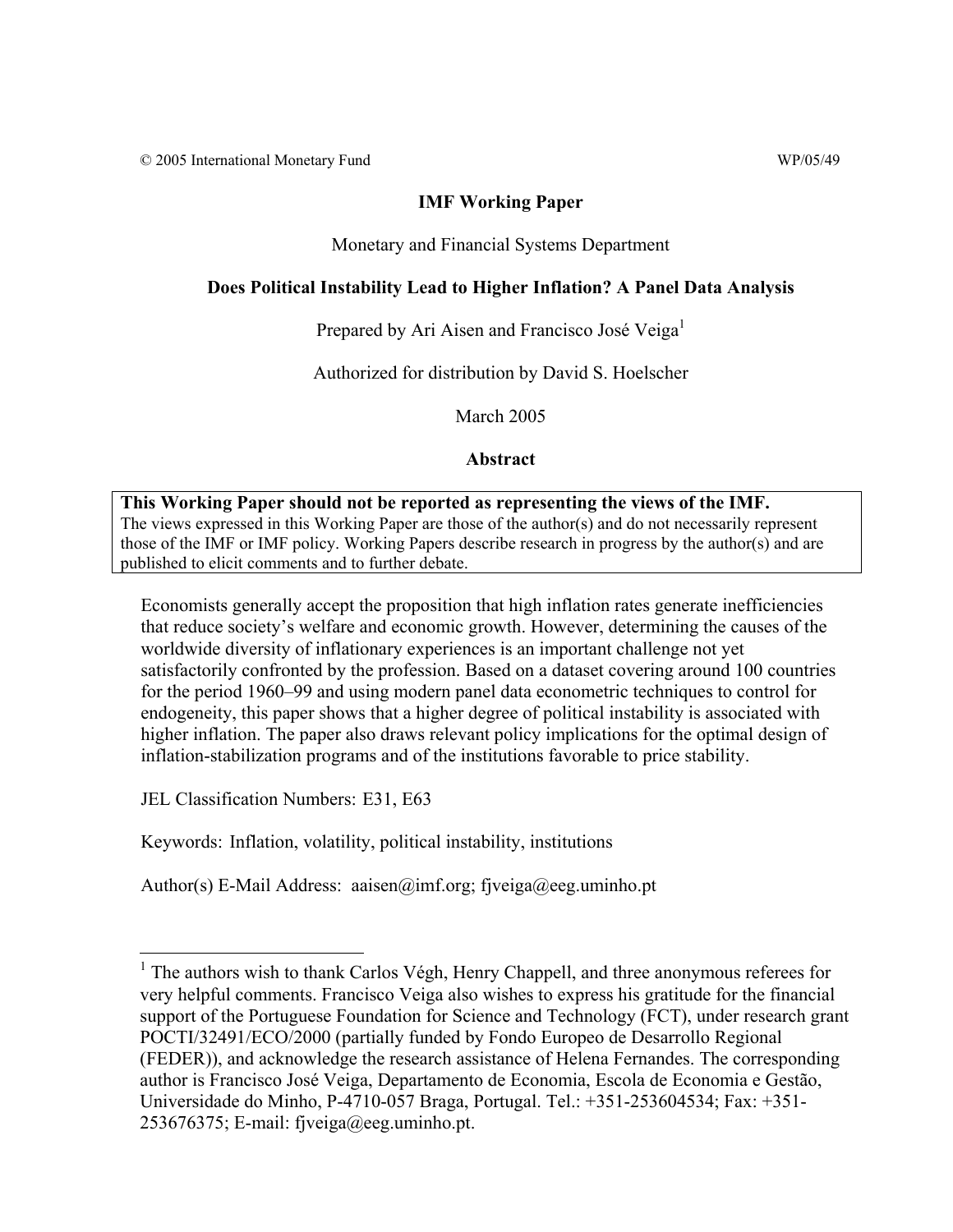© 2005 International Monetary Fund WP/05/49

**IMF Working Paper**

Monetary and Financial Systems Department

**Does Political Instability Lead to Higher Inflation? A Panel Data Analysis**

Prepared by Ari Aisen and Francisco José Veiga[1]

Authorized for distribution by David S. Hoelscher

March 2005

**Abstract**

**This Working Paper should not be reported as representing the views of the IMF.**
The views expressed in this Working Paper are those of the author(s) and do not necessarily represent those of the IMF or IMF policy. Working Papers describe research in progress by the author(s) and are published to elicit comments and to further debate.

Economists generally accept the proposition that high inflation rates generate inefficiencies that reduce society's welfare and economic growth. However, determining the causes of the worldwide diversity of inflationary experiences is an important challenge not yet satisfactorily confronted by the profession. Based on a dataset covering around 100 countries for the period 1960–99 and using modern panel data econometric techniques to control for endogeneity, this paper shows that a higher degree of political instability is associated with higher inflation. The paper also draws relevant policy implications for the optimal design of inflation-stabilization programs and of the institutions favorable to price stability.

JEL Classification Numbers: E31, E63

Keywords: Inflation, volatility, political instability, institutions

Author(s) E-Mail Address: aaisen@imf.org; fjveiga@eeg.uminho.pt

---

[1] The authors wish to thank Carlos Végh, Henry Chappell, and three anonymous referees for very helpful comments. Francisco Veiga also wishes to express his gratitude for the financial support of the Portuguese Foundation for Science and Technology (FCT), under research grant POCTI/32491/ECO/2000 (partially funded by Fondo Europeo de Desarrollo Regional (FEDER)), and acknowledge the research assistance of Helena Fernandes. The corresponding author is Francisco José Veiga, Departamento de Economia, Escola de Economia e Gestão, Universidade do Minho, P-4710-057 Braga, Portugal. Tel.: +351-253604534; Fax: +351-253676375; E-mail: fjveiga@eeg.uminho.pt.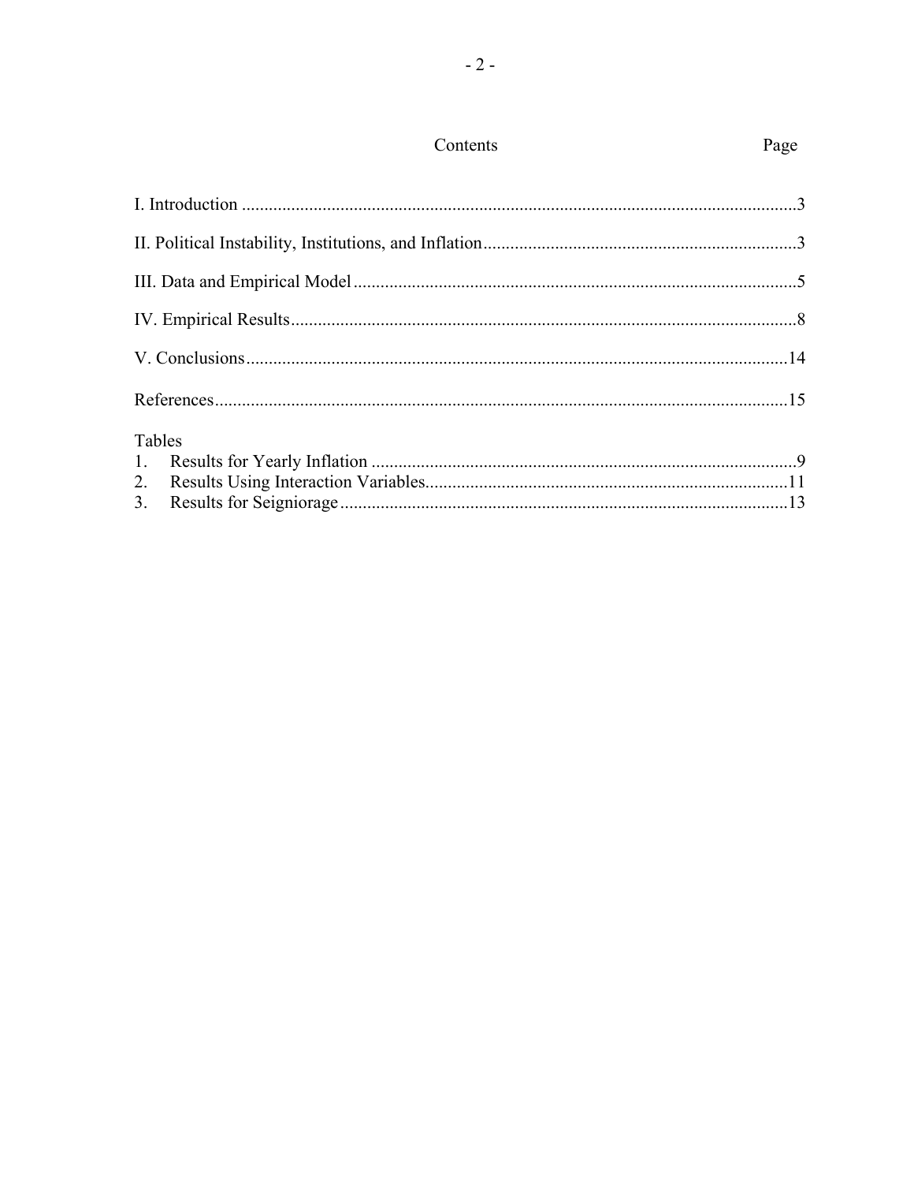# Contents

| | Page |
|---|---|
| I. Introduction | 3 |
| II. Political Instability, Institutions, and Inflation | 3 |
| III. Data and Empirical Model | 5 |
| IV. Empirical Results | 8 |
| V. Conclusions | 14 |
| References | 15 |

Tables

| | | |
|---|---|---|
| 1. | Results for Yearly Inflation | 9 |
| 2. | Results Using Interaction Variables | 11 |
| 3. | Results for Seigniorage | 13 |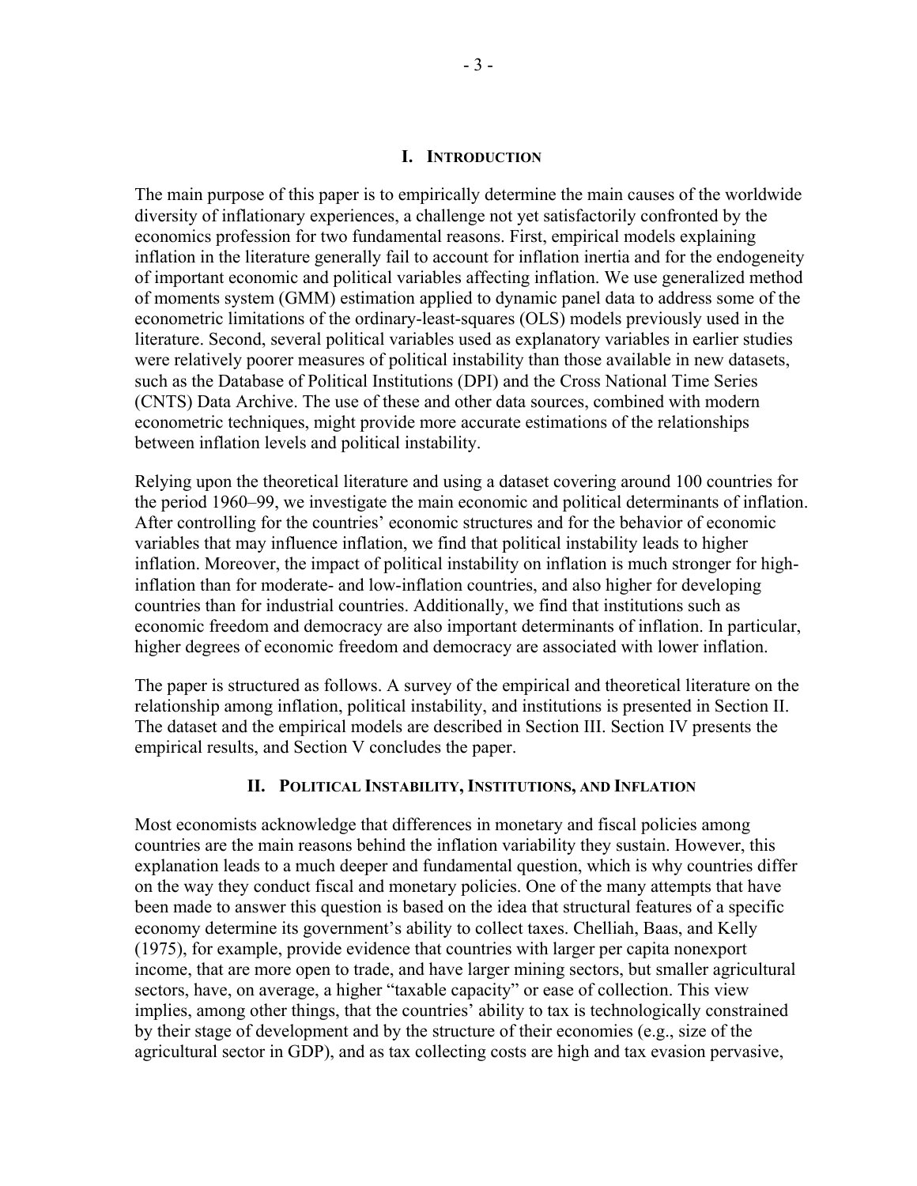## I. Introduction

The main purpose of this paper is to empirically determine the main causes of the worldwide diversity of inflationary experiences, a challenge not yet satisfactorily confronted by the economics profession for two fundamental reasons. First, empirical models explaining inflation in the literature generally fail to account for inflation inertia and for the endogeneity of important economic and political variables affecting inflation. We use generalized method of moments system (GMM) estimation applied to dynamic panel data to address some of the econometric limitations of the ordinary-least-squares (OLS) models previously used in the literature. Second, several political variables used as explanatory variables in earlier studies were relatively poorer measures of political instability than those available in new datasets, such as the Database of Political Institutions (DPI) and the Cross National Time Series (CNTS) Data Archive. The use of these and other data sources, combined with modern econometric techniques, might provide more accurate estimations of the relationships between inflation levels and political instability.

Relying upon the theoretical literature and using a dataset covering around 100 countries for the period 1960–99, we investigate the main economic and political determinants of inflation. After controlling for the countries' economic structures and for the behavior of economic variables that may influence inflation, we find that political instability leads to higher inflation. Moreover, the impact of political instability on inflation is much stronger for high-inflation than for moderate- and low-inflation countries, and also higher for developing countries than for industrial countries. Additionally, we find that institutions such as economic freedom and democracy are also important determinants of inflation. In particular, higher degrees of economic freedom and democracy are associated with lower inflation.

The paper is structured as follows. A survey of the empirical and theoretical literature on the relationship among inflation, political instability, and institutions is presented in Section II. The dataset and the empirical models are described in Section III. Section IV presents the empirical results, and Section V concludes the paper.

## II. Political Instability, Institutions, and Inflation

Most economists acknowledge that differences in monetary and fiscal policies among countries are the main reasons behind the inflation variability they sustain. However, this explanation leads to a much deeper and fundamental question, which is why countries differ on the way they conduct fiscal and monetary policies. One of the many attempts that have been made to answer this question is based on the idea that structural features of a specific economy determine its government's ability to collect taxes. Chelliah, Baas, and Kelly (1975), for example, provide evidence that countries with larger per capita nonexport income, that are more open to trade, and have larger mining sectors, but smaller agricultural sectors, have, on average, a higher "taxable capacity" or ease of collection. This view implies, among other things, that the countries' ability to tax is technologically constrained by their stage of development and by the structure of their economies (e.g., size of the agricultural sector in GDP), and as tax collecting costs are high and tax evasion pervasive,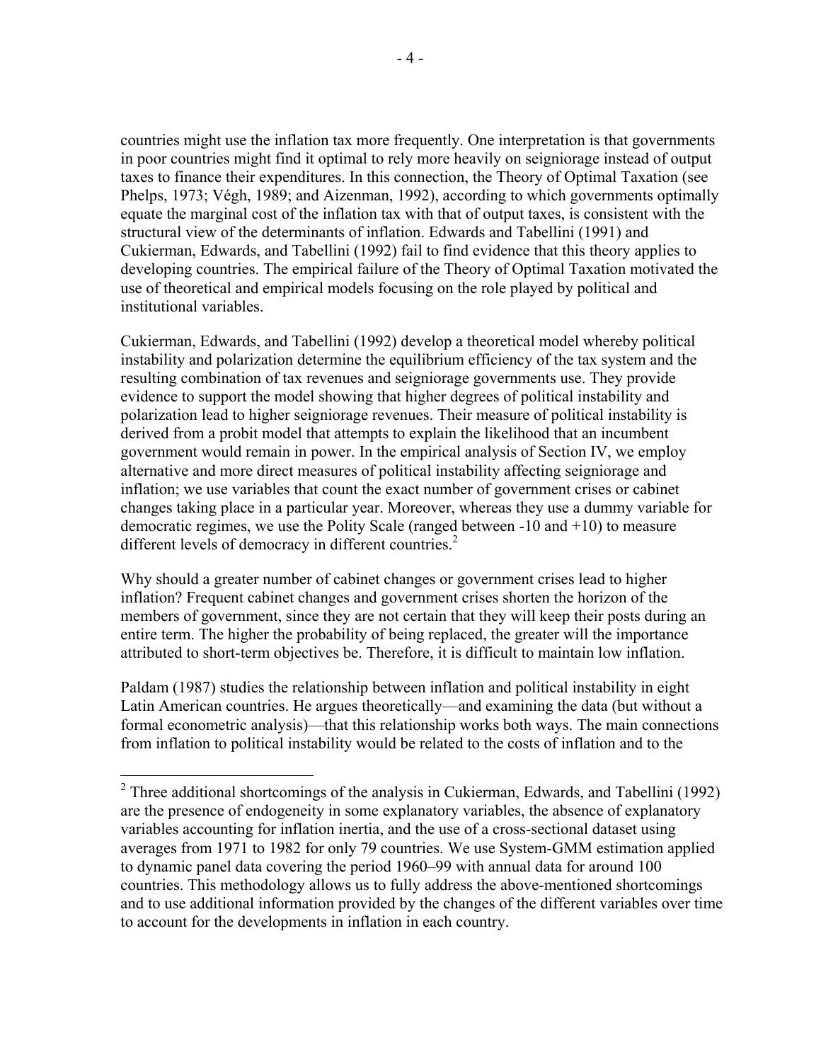countries might use the inflation tax more frequently. One interpretation is that governments in poor countries might find it optimal to rely more heavily on seigniorage instead of output taxes to finance their expenditures. In this connection, the Theory of Optimal Taxation (see Phelps, 1973; Végh, 1989; and Aizenman, 1992), according to which governments optimally equate the marginal cost of the inflation tax with that of output taxes, is consistent with the structural view of the determinants of inflation. Edwards and Tabellini (1991) and Cukierman, Edwards, and Tabellini (1992) fail to find evidence that this theory applies to developing countries. The empirical failure of the Theory of Optimal Taxation motivated the use of theoretical and empirical models focusing on the role played by political and institutional variables.

Cukierman, Edwards, and Tabellini (1992) develop a theoretical model whereby political instability and polarization determine the equilibrium efficiency of the tax system and the resulting combination of tax revenues and seigniorage governments use. They provide evidence to support the model showing that higher degrees of political instability and polarization lead to higher seigniorage revenues. Their measure of political instability is derived from a probit model that attempts to explain the likelihood that an incumbent government would remain in power. In the empirical analysis of Section IV, we employ alternative and more direct measures of political instability affecting seigniorage and inflation; we use variables that count the exact number of government crises or cabinet changes taking place in a particular year. Moreover, whereas they use a dummy variable for democratic regimes, we use the Polity Scale (ranged between -10 and +10) to measure different levels of democracy in different countries.[2]

Why should a greater number of cabinet changes or government crises lead to higher inflation? Frequent cabinet changes and government crises shorten the horizon of the members of government, since they are not certain that they will keep their posts during an entire term. The higher the probability of being replaced, the greater will the importance attributed to short-term objectives be. Therefore, it is difficult to maintain low inflation.

Paldam (1987) studies the relationship between inflation and political instability in eight Latin American countries. He argues theoretically—and examining the data (but without a formal econometric analysis)—that this relationship works both ways. The main connections from inflation to political instability would be related to the costs of inflation and to the

---

[2] Three additional shortcomings of the analysis in Cukierman, Edwards, and Tabellini (1992) are the presence of endogeneity in some explanatory variables, the absence of explanatory variables accounting for inflation inertia, and the use of a cross-sectional dataset using averages from 1971 to 1982 for only 79 countries. We use System-GMM estimation applied to dynamic panel data covering the period 1960–99 with annual data for around 100 countries. This methodology allows us to fully address the above-mentioned shortcomings and to use additional information provided by the changes of the different variables over time to account for the developments in inflation in each country.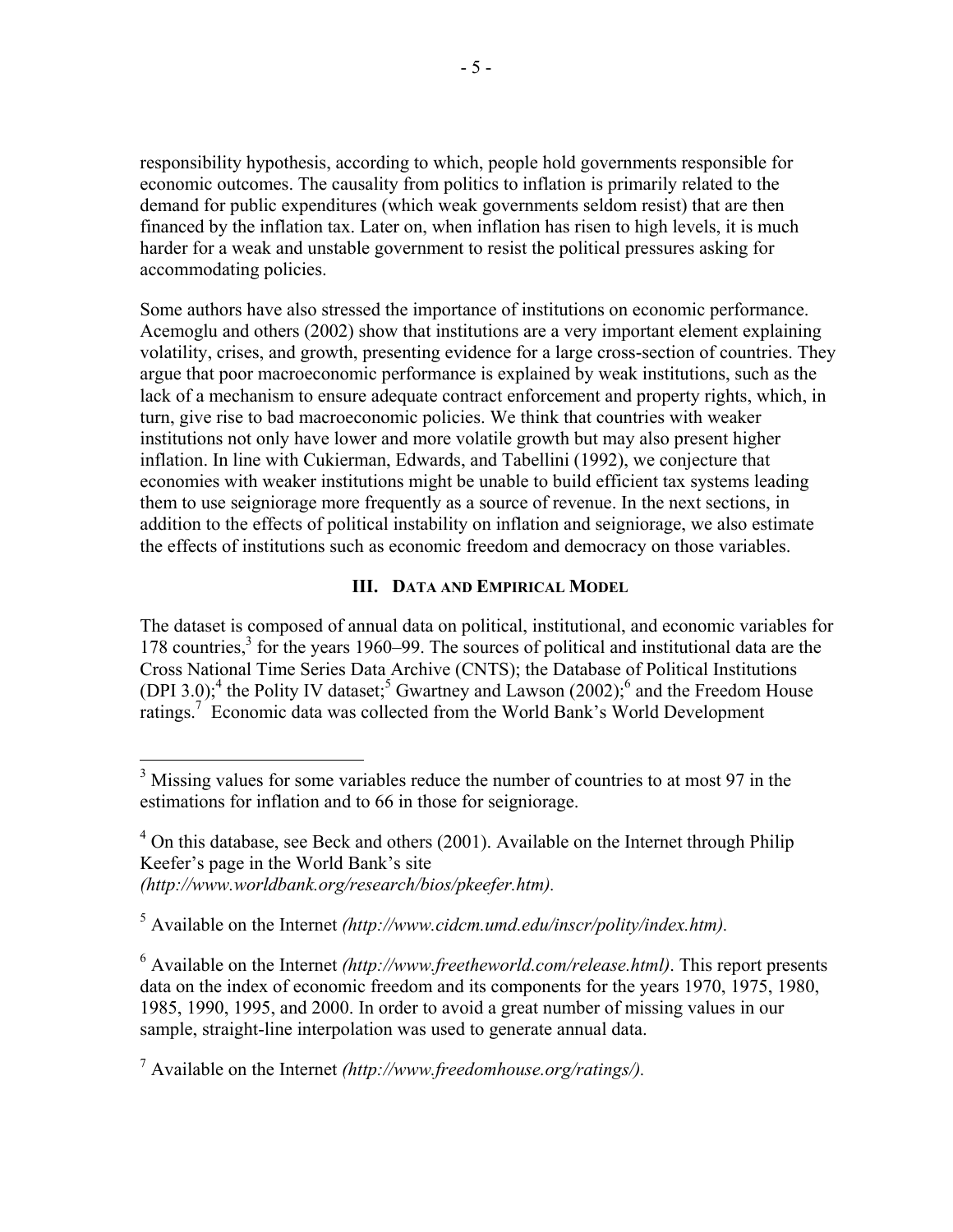responsibility hypothesis, according to which, people hold governments responsible for economic outcomes. The causality from politics to inflation is primarily related to the demand for public expenditures (which weak governments seldom resist) that are then financed by the inflation tax. Later on, when inflation has risen to high levels, it is much harder for a weak and unstable government to resist the political pressures asking for accommodating policies.

Some authors have also stressed the importance of institutions on economic performance. Acemoglu and others (2002) show that institutions are a very important element explaining volatility, crises, and growth, presenting evidence for a large cross-section of countries. They argue that poor macroeconomic performance is explained by weak institutions, such as the lack of a mechanism to ensure adequate contract enforcement and property rights, which, in turn, give rise to bad macroeconomic policies. We think that countries with weaker institutions not only have lower and more volatile growth but may also present higher inflation. In line with Cukierman, Edwards, and Tabellini (1992), we conjecture that economies with weaker institutions might be unable to build efficient tax systems leading them to use seigniorage more frequently as a source of revenue. In the next sections, in addition to the effects of political instability on inflation and seigniorage, we also estimate the effects of institutions such as economic freedom and democracy on those variables.

## III. Data and Empirical Model

The dataset is composed of annual data on political, institutional, and economic variables for 178 countries,[3] for the years 1960–99. The sources of political and institutional data are the Cross National Time Series Data Archive (CNTS); the Database of Political Institutions (DPI 3.0);[4] the Polity IV dataset;[5] Gwartney and Lawson (2002);[6] and the Freedom House ratings.[7] Economic data was collected from the World Bank's World Development

---

[3] Missing values for some variables reduce the number of countries to at most 97 in the estimations for inflation and to 66 in those for seigniorage.

[4] On this database, see Beck and others (2001). Available on the Internet through Philip Keefer's page in the World Bank's site *(http://www.worldbank.org/research/bios/pkeefer.htm).*

[5] Available on the Internet *(http://www.cidcm.umd.edu/inscr/polity/index.htm).*

[6] Available on the Internet *(http://www.freetheworld.com/release.html)*. This report presents data on the index of economic freedom and its components for the years 1970, 1975, 1980, 1985, 1990, 1995, and 2000. In order to avoid a great number of missing values in our sample, straight-line interpolation was used to generate annual data.

[7] Available on the Internet *(http://www.freedomhouse.org/ratings/).*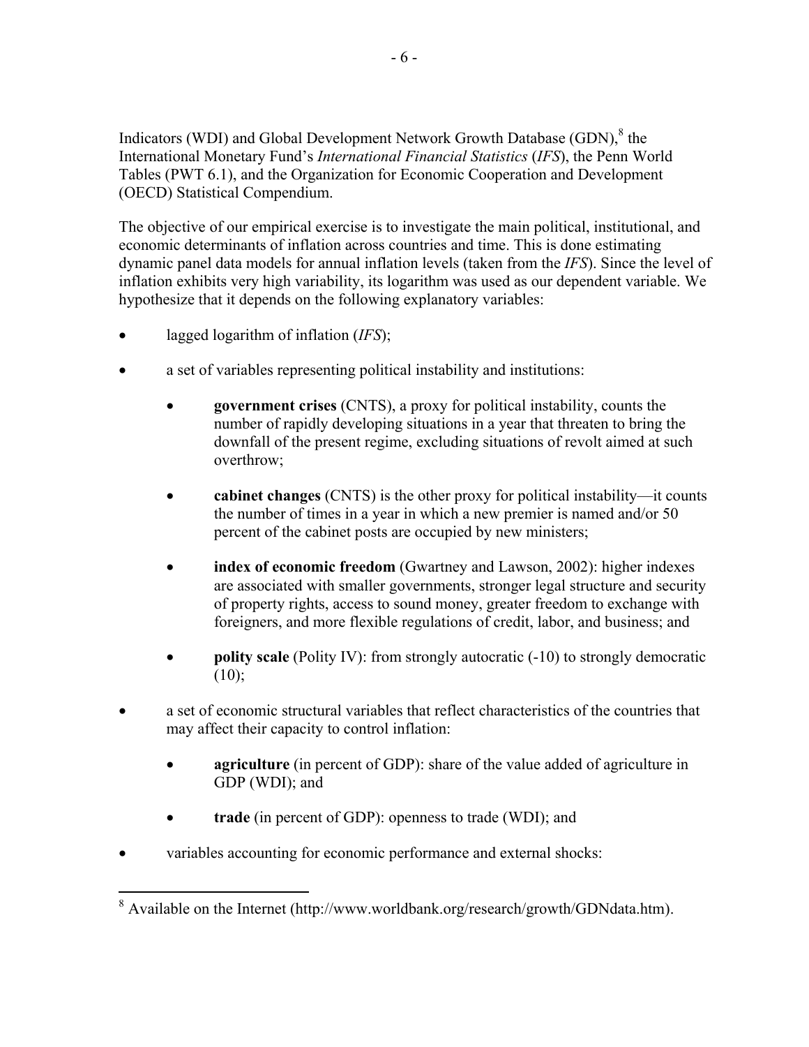Indicators (WDI) and Global Development Network Growth Database (GDN),[8] the International Monetary Fund's *International Financial Statistics* (*IFS*), the Penn World Tables (PWT 6.1), and the Organization for Economic Cooperation and Development (OECD) Statistical Compendium.

The objective of our empirical exercise is to investigate the main political, institutional, and economic determinants of inflation across countries and time. This is done estimating dynamic panel data models for annual inflation levels (taken from the *IFS*). Since the level of inflation exhibits very high variability, its logarithm was used as our dependent variable. We hypothesize that it depends on the following explanatory variables:

- lagged logarithm of inflation (*IFS*);
- a set of variables representing political instability and institutions:
    - **government crises** (CNTS), a proxy for political instability, counts the number of rapidly developing situations in a year that threaten to bring the downfall of the present regime, excluding situations of revolt aimed at such overthrow;
    - **cabinet changes** (CNTS) is the other proxy for political instability—it counts the number of times in a year in which a new premier is named and/or 50 percent of the cabinet posts are occupied by new ministers;
    - **index of economic freedom** (Gwartney and Lawson, 2002): higher indexes are associated with smaller governments, stronger legal structure and security of property rights, access to sound money, greater freedom to exchange with foreigners, and more flexible regulations of credit, labor, and business; and
    - **polity scale** (Polity IV): from strongly autocratic (-10) to strongly democratic (10);
- a set of economic structural variables that reflect characteristics of the countries that may affect their capacity to control inflation:
    - **agriculture** (in percent of GDP): share of the value added of agriculture in GDP (WDI); and
    - **trade** (in percent of GDP): openness to trade (WDI); and
- variables accounting for economic performance and external shocks:

[8] Available on the Internet (http://www.worldbank.org/research/growth/GDNdata.htm).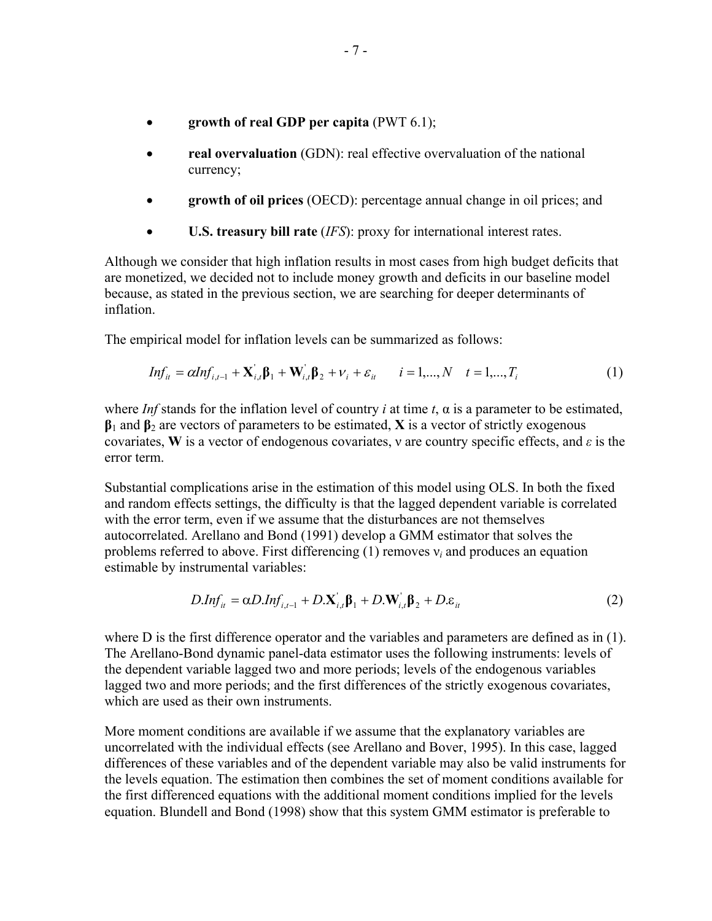- **growth of real GDP per capita** (PWT 6.1);
- **real overvaluation** (GDN): real effective overvaluation of the national currency;
- **growth of oil prices** (OECD): percentage annual change in oil prices; and
- **U.S. treasury bill rate** (*IFS*): proxy for international interest rates.

Although we consider that high inflation results in most cases from high budget deficits that are monetized, we decided not to include money growth and deficits in our baseline model because, as stated in the previous section, we are searching for deeper determinants of inflation.

The empirical model for inflation levels can be summarized as follows:

$$Inf_{it} = \alpha Inf_{i,t-1} + \mathbf{X}_{i,t}^{'}\boldsymbol{\beta}_1 + \mathbf{W}_{i,t}^{'}\boldsymbol{\beta}_2 + \nu_i + \varepsilon_{it} \qquad i = 1,...,N \quad t = 1,...,T_i \tag{1}$$

where *Inf* stands for the inflation level of country *i* at time *t*, $\alpha$ is a parameter to be estimated, $\boldsymbol{\beta}_1$ and $\boldsymbol{\beta}_2$ are vectors of parameters to be estimated, **X** is a vector of strictly exogenous covariates, **W** is a vector of endogenous covariates, $\nu$ are country specific effects, and $\varepsilon$ is the error term.

Substantial complications arise in the estimation of this model using OLS. In both the fixed and random effects settings, the difficulty is that the lagged dependent variable is correlated with the error term, even if we assume that the disturbances are not themselves autocorrelated. Arellano and Bond (1991) develop a GMM estimator that solves the problems referred to above. First differencing (1) removes $\nu_i$ and produces an equation estimable by instrumental variables:

$$D.Inf_{it} = \alpha D.Inf_{i,t-1} + D.\mathbf{X}_{i,t}^{'}\boldsymbol{\beta}_1 + D.\mathbf{W}_{i,t}^{'}\boldsymbol{\beta}_2 + D.\varepsilon_{it} \tag{2}$$

where D is the first difference operator and the variables and parameters are defined as in (1). The Arellano-Bond dynamic panel-data estimator uses the following instruments: levels of the dependent variable lagged two and more periods; levels of the endogenous variables lagged two and more periods; and the first differences of the strictly exogenous covariates, which are used as their own instruments.

More moment conditions are available if we assume that the explanatory variables are uncorrelated with the individual effects (see Arellano and Bover, 1995). In this case, lagged differences of these variables and of the dependent variable may also be valid instruments for the levels equation. The estimation then combines the set of moment conditions available for the first differenced equations with the additional moment conditions implied for the levels equation. Blundell and Bond (1998) show that this system GMM estimator is preferable to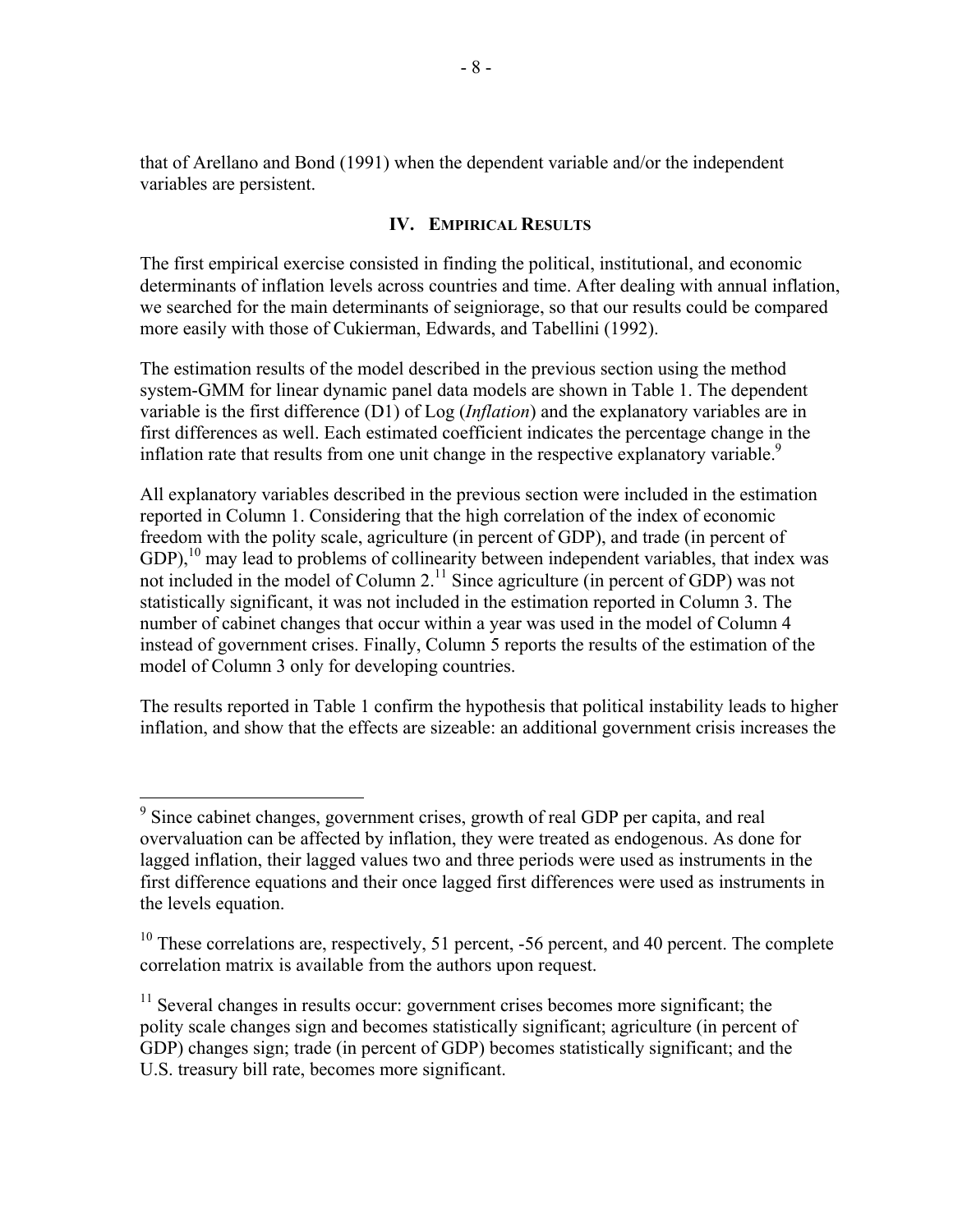that of Arellano and Bond (1991) when the dependent variable and/or the independent variables are persistent.

## IV. Empirical Results

The first empirical exercise consisted in finding the political, institutional, and economic determinants of inflation levels across countries and time. After dealing with annual inflation, we searched for the main determinants of seigniorage, so that our results could be compared more easily with those of Cukierman, Edwards, and Tabellini (1992).

The estimation results of the model described in the previous section using the method system-GMM for linear dynamic panel data models are shown in Table 1. The dependent variable is the first difference (D1) of Log (*Inflation*) and the explanatory variables are in first differences as well. Each estimated coefficient indicates the percentage change in the inflation rate that results from one unit change in the respective explanatory variable.[9]

All explanatory variables described in the previous section were included in the estimation reported in Column 1. Considering that the high correlation of the index of economic freedom with the polity scale, agriculture (in percent of GDP), and trade (in percent of GDP),[10] may lead to problems of collinearity between independent variables, that index was not included in the model of Column 2.[11] Since agriculture (in percent of GDP) was not statistically significant, it was not included in the estimation reported in Column 3. The number of cabinet changes that occur within a year was used in the model of Column 4 instead of government crises. Finally, Column 5 reports the results of the estimation of the model of Column 3 only for developing countries.

The results reported in Table 1 confirm the hypothesis that political instability leads to higher inflation, and show that the effects are sizeable: an additional government crisis increases the

---

[9] Since cabinet changes, government crises, growth of real GDP per capita, and real overvaluation can be affected by inflation, they were treated as endogenous. As done for lagged inflation, their lagged values two and three periods were used as instruments in the first difference equations and their once lagged first differences were used as instruments in the levels equation.

[10] These correlations are, respectively, 51 percent, -56 percent, and 40 percent. The complete correlation matrix is available from the authors upon request.

[11] Several changes in results occur: government crises becomes more significant; the polity scale changes sign and becomes statistically significant; agriculture (in percent of GDP) changes sign; trade (in percent of GDP) becomes statistically significant; and the U.S. treasury bill rate, becomes more significant.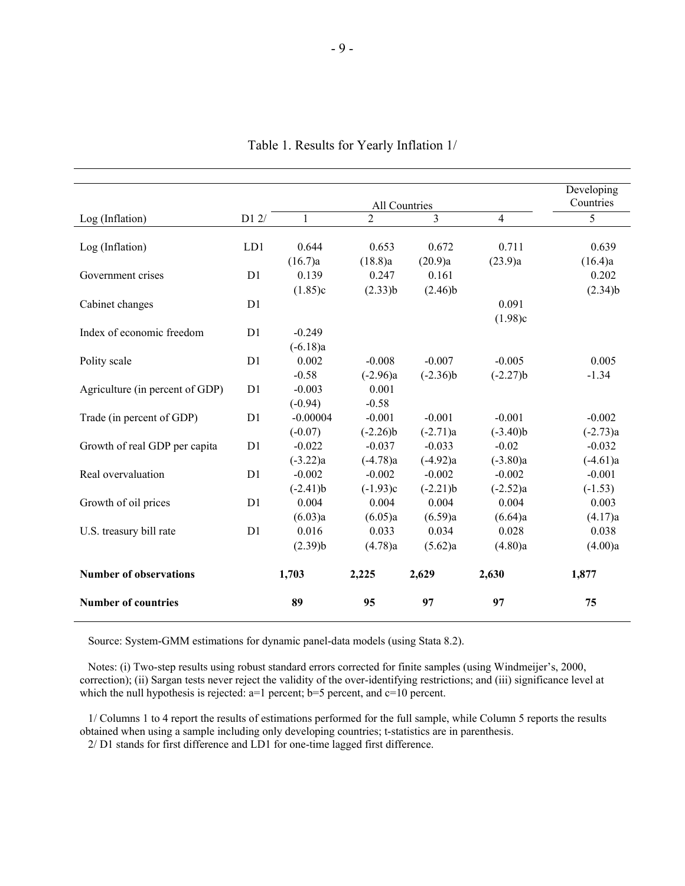## Table 1. Results for Yearly Inflation 1/

| Log (Inflation) | D1 2/ | All Countries | | | | Developing Countries |
|---|---|---|---|---|---|---|
| | | 1 | 2 | 3 | 4 | 5 |
| Log (Inflation) | LD1 | 0.644 | 0.653 | 0.672 | 0.711 | 0.639 |
| | | (16.7)a | (18.8)a | (20.9)a | (23.9)a | (16.4)a |
| Government crises | D1 | 0.139 | 0.247 | 0.161 | | 0.202 |
| | | (1.85)c | (2.33)b | (2.46)b | | (2.34)b |
| Cabinet changes | D1 | | | | 0.091 | |
| | | | | | (1.98)c | |
| Index of economic freedom | D1 | -0.249 | | | | |
| | | (-6.18)a | | | | |
| Polity scale | D1 | 0.002 | -0.008 | -0.007 | -0.005 | 0.005 |
| | | -0.58 | (-2.96)a | (-2.36)b | (-2.27)b | -1.34 |
| Agriculture (in percent of GDP) | D1 | -0.003 | 0.001 | | | |
| | | (-0.94) | -0.58 | | | |
| Trade (in percent of GDP) | D1 | -0.00004 | -0.001 | -0.001 | -0.001 | -0.002 |
| | | (-0.07) | (-2.26)b | (-2.71)a | (-3.40)b | (-2.73)a |
| Growth of real GDP per capita | D1 | -0.022 | -0.037 | -0.033 | -0.02 | -0.032 |
| | | (-3.22)a | (-4.78)a | (-4.92)a | (-3.80)a | (-4.61)a |
| Real overvaluation | D1 | -0.002 | -0.002 | -0.002 | -0.002 | -0.001 |
| | | (-2.41)b | (-1.93)c | (-2.21)b | (-2.52)a | (-1.53) |
| Growth of oil prices | D1 | 0.004 | 0.004 | 0.004 | 0.004 | 0.003 |
| | | (6.03)a | (6.05)a | (6.59)a | (6.64)a | (4.17)a |
| U.S. treasury bill rate | D1 | 0.016 | 0.033 | 0.034 | 0.028 | 0.038 |
| | | (2.39)b | (4.78)a | (5.62)a | (4.80)a | (4.00)a |
| **Number of observations** | | **1,703** | **2,225** | **2,629** | **2,630** | **1,877** |
| **Number of countries** | | **89** | **95** | **97** | **97** | **75** |

Source: System-GMM estimations for dynamic panel-data models (using Stata 8.2).

Notes: (i) Two-step results using robust standard errors corrected for finite samples (using Windmeijer's, 2000, correction); (ii) Sargan tests never reject the validity of the over-identifying restrictions; and (iii) significance level at which the null hypothesis is rejected: a=1 percent; b=5 percent, and c=10 percent.

1/ Columns 1 to 4 report the results of estimations performed for the full sample, while Column 5 reports the results obtained when using a sample including only developing countries; t-statistics are in parenthesis.

2/ D1 stands for first difference and LD1 for one-time lagged first difference.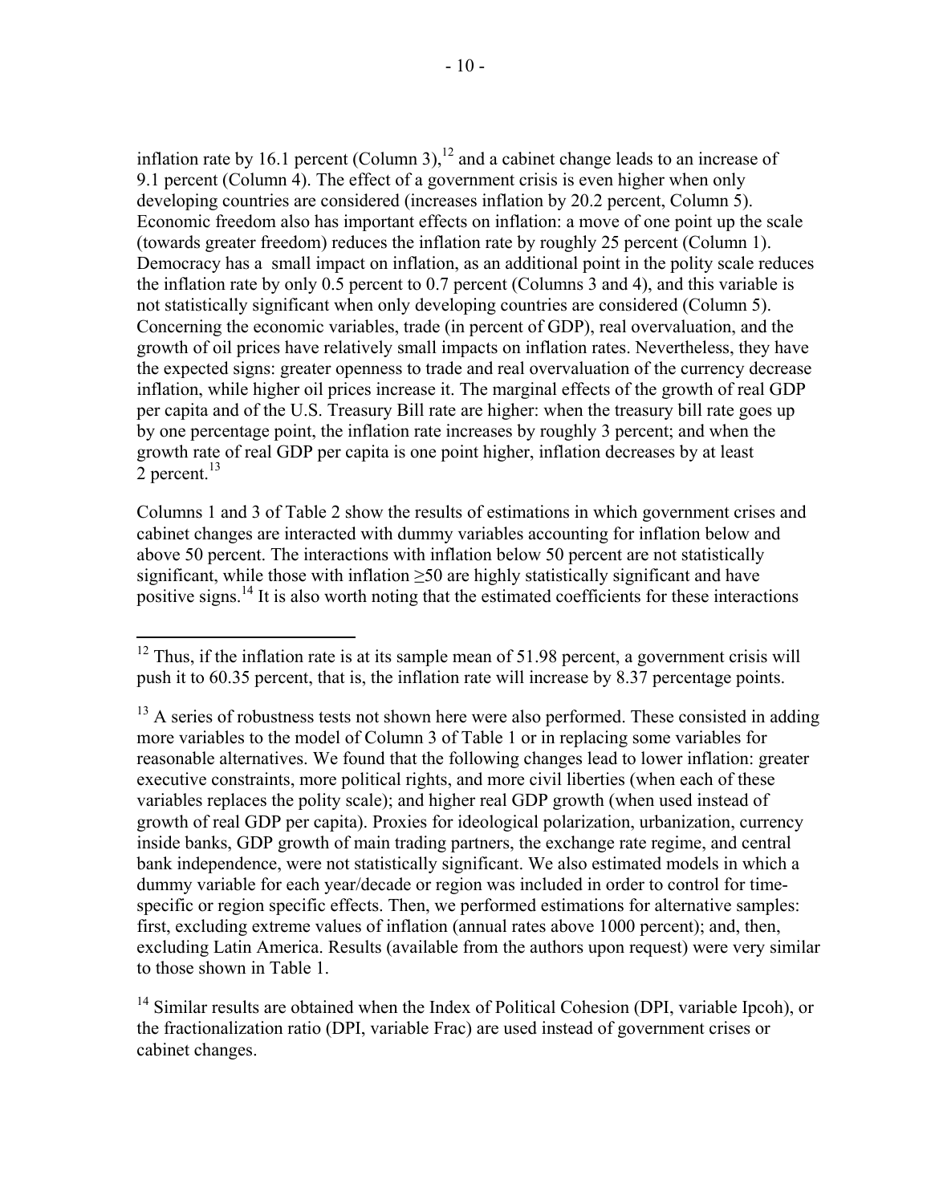inflation rate by 16.1 percent (Column 3),[12] and a cabinet change leads to an increase of 9.1 percent (Column 4). The effect of a government crisis is even higher when only developing countries are considered (increases inflation by 20.2 percent, Column 5). Economic freedom also has important effects on inflation: a move of one point up the scale (towards greater freedom) reduces the inflation rate by roughly 25 percent (Column 1). Democracy has a small impact on inflation, as an additional point in the polity scale reduces the inflation rate by only 0.5 percent to 0.7 percent (Columns 3 and 4), and this variable is not statistically significant when only developing countries are considered (Column 5). Concerning the economic variables, trade (in percent of GDP), real overvaluation, and the growth of oil prices have relatively small impacts on inflation rates. Nevertheless, they have the expected signs: greater openness to trade and real overvaluation of the currency decrease inflation, while higher oil prices increase it. The marginal effects of the growth of real GDP per capita and of the U.S. Treasury Bill rate are higher: when the treasury bill rate goes up by one percentage point, the inflation rate increases by roughly 3 percent; and when the growth rate of real GDP per capita is one point higher, inflation decreases by at least 2 percent.[13]

Columns 1 and 3 of Table 2 show the results of estimations in which government crises and cabinet changes are interacted with dummy variables accounting for inflation below and above 50 percent. The interactions with inflation below 50 percent are not statistically significant, while those with inflation ≥50 are highly statistically significant and have positive signs.[14] It is also worth noting that the estimated coefficients for these interactions

---

[12] Thus, if the inflation rate is at its sample mean of 51.98 percent, a government crisis will push it to 60.35 percent, that is, the inflation rate will increase by 8.37 percentage points.

[13] A series of robustness tests not shown here were also performed. These consisted in adding more variables to the model of Column 3 of Table 1 or in replacing some variables for reasonable alternatives. We found that the following changes lead to lower inflation: greater executive constraints, more political rights, and more civil liberties (when each of these variables replaces the polity scale); and higher real GDP growth (when used instead of growth of real GDP per capita). Proxies for ideological polarization, urbanization, currency inside banks, GDP growth of main trading partners, the exchange rate regime, and central bank independence, were not statistically significant. We also estimated models in which a dummy variable for each year/decade or region was included in order to control for time-specific or region specific effects. Then, we performed estimations for alternative samples: first, excluding extreme values of inflation (annual rates above 1000 percent); and, then, excluding Latin America. Results (available from the authors upon request) were very similar to those shown in Table 1.

[14] Similar results are obtained when the Index of Political Cohesion (DPI, variable Ipcoh), or the fractionalization ratio (DPI, variable Frac) are used instead of government crises or cabinet changes.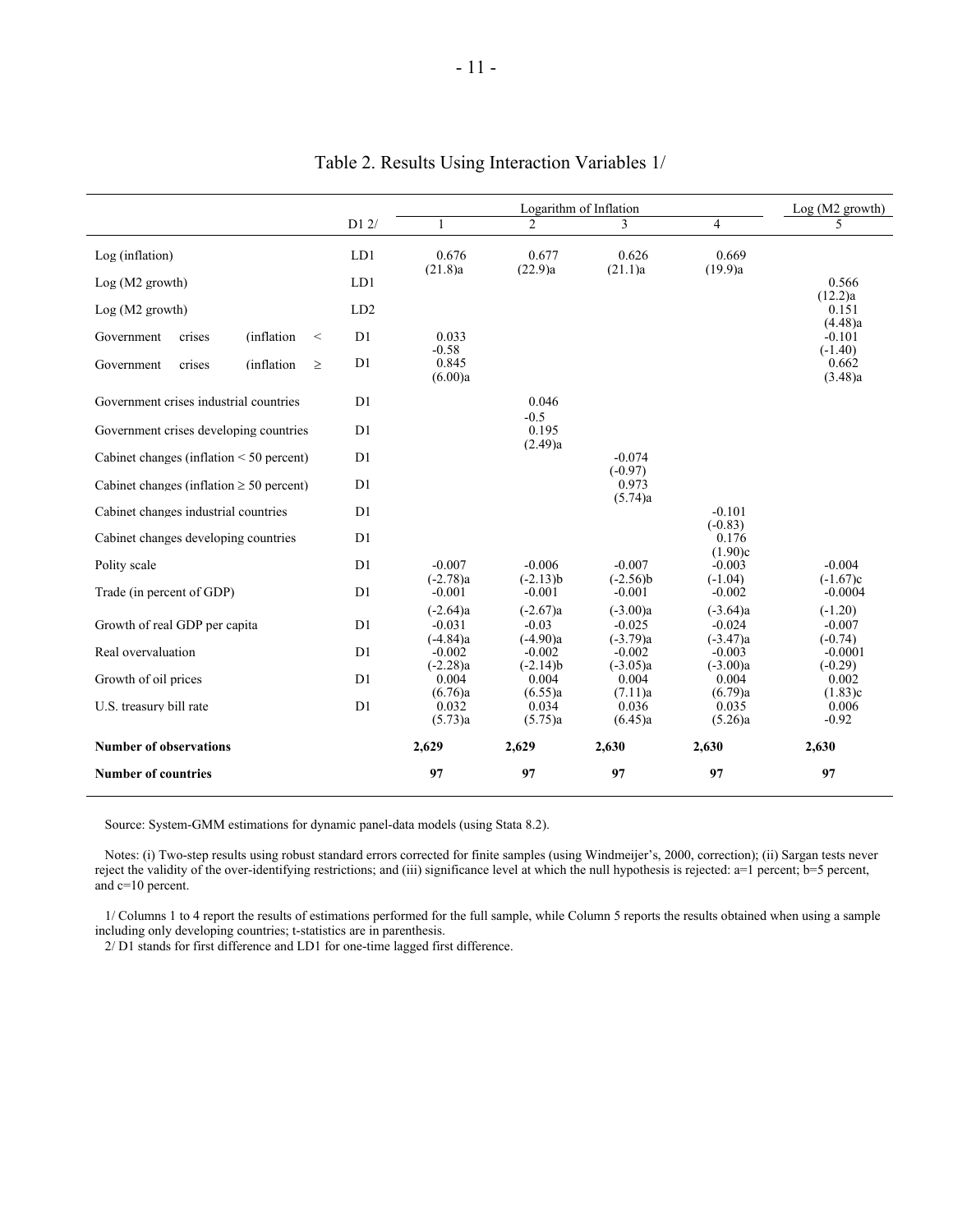# Table 2. Results Using Interaction Variables 1/

| | D1 2/ | Logarithm of Inflation 1 | 2 | 3 | 4 | Log (M2 growth) 5 |
|---|---|---|---|---|---|---|
| Log (inflation) | LD1 | 0.676 (21.8)a | 0.677 (22.9)a | 0.626 (21.1)a | 0.669 (19.9)a | |
| Log (M2 growth) | LD1 | | | | | 0.566 (12.2)a |
| Log (M2 growth) | LD2 | | | | | 0.151 (4.48)a |
| Government crises (inflation < | D1 | 0.033 -0.58 | | | | -0.101 (-1.40) |
| Government crises (inflation ≥ | D1 | 0.845 (6.00)a | | | | 0.662 (3.48)a |
| Government crises industrial countries | D1 | | 0.046 -0.5 | | | |
| Government crises developing countries | D1 | | 0.195 (2.49)a | | | |
| Cabinet changes (inflation < 50 percent) | D1 | | | -0.074 (-0.97) | | |
| Cabinet changes (inflation ≥ 50 percent) | D1 | | | 0.973 (5.74)a | | |
| Cabinet changes industrial countries | D1 | | | | -0.101 (-0.83) | |
| Cabinet changes developing countries | D1 | | | | 0.176 (1.90)c | |
| Polity scale | D1 | -0.007 (-2.78)a | -0.006 (-2.13)b | -0.007 (-2.56)b | -0.003 (-1.04) | -0.004 (-1.67)c |
| Trade (in percent of GDP) | D1 | -0.001 (-2.64)a | -0.001 (-2.67)a | -0.001 (-3.00)a | -0.002 (-3.64)a | -0.0004 (-1.20) |
| Growth of real GDP per capita | D1 | -0.031 (-4.84)a | -0.03 (-4.90)a | -0.025 (-3.79)a | -0.024 (-3.47)a | -0.007 (-0.74) |
| Real overvaluation | D1 | -0.002 (-2.28)a | -0.002 (-2.14)b | -0.002 (-3.05)a | -0.003 (-3.00)a | -0.0001 (-0.29) |
| Growth of oil prices | D1 | 0.004 (6.76)a | 0.004 (6.55)a | 0.004 (7.11)a | 0.004 (6.79)a | 0.002 (1.83)c |
| U.S. treasury bill rate | D1 | 0.032 (5.73)a | 0.034 (5.75)a | 0.036 (6.45)a | 0.035 (5.26)a | 0.006 -0.92 |
| **Number of observations** | | **2,629** | **2,629** | **2,630** | **2,630** | **2,630** |
| **Number of countries** | | **97** | **97** | **97** | **97** | **97** |

Source: System-GMM estimations for dynamic panel-data models (using Stata 8.2).

Notes: (i) Two-step results using robust standard errors corrected for finite samples (using Windmeijer's, 2000, correction); (ii) Sargan tests never reject the validity of the over-identifying restrictions; and (iii) significance level at which the null hypothesis is rejected: a=1 percent; b=5 percent, and c=10 percent.

1/ Columns 1 to 4 report the results of estimations performed for the full sample, while Column 5 reports the results obtained when using a sample including only developing countries; t-statistics are in parenthesis.

2/ D1 stands for first difference and LD1 for one-time lagged first difference.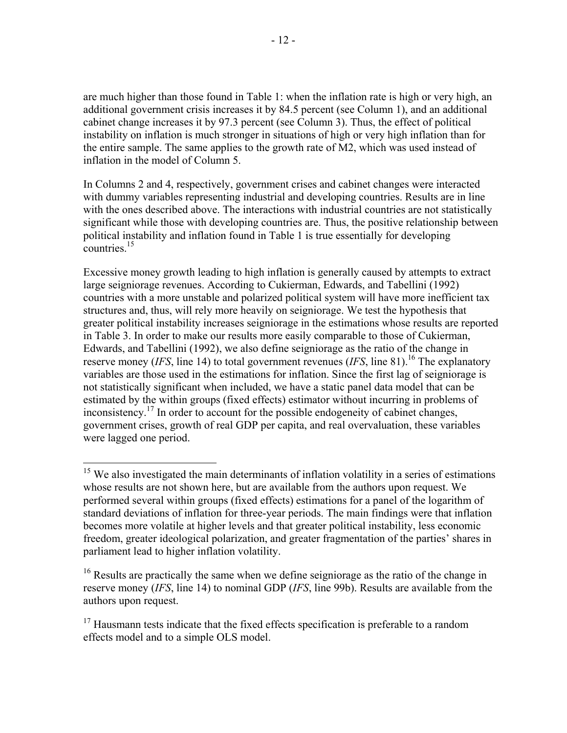are much higher than those found in Table 1: when the inflation rate is high or very high, an additional government crisis increases it by 84.5 percent (see Column 1), and an additional cabinet change increases it by 97.3 percent (see Column 3). Thus, the effect of political instability on inflation is much stronger in situations of high or very high inflation than for the entire sample. The same applies to the growth rate of M2, which was used instead of inflation in the model of Column 5.

In Columns 2 and 4, respectively, government crises and cabinet changes were interacted with dummy variables representing industrial and developing countries. Results are in line with the ones described above. The interactions with industrial countries are not statistically significant while those with developing countries are. Thus, the positive relationship between political instability and inflation found in Table 1 is true essentially for developing countries.[15]

Excessive money growth leading to high inflation is generally caused by attempts to extract large seigniorage revenues. According to Cukierman, Edwards, and Tabellini (1992) countries with a more unstable and polarized political system will have more inefficient tax structures and, thus, will rely more heavily on seigniorage. We test the hypothesis that greater political instability increases seigniorage in the estimations whose results are reported in Table 3. In order to make our results more easily comparable to those of Cukierman, Edwards, and Tabellini (1992), we also define seigniorage as the ratio of the change in reserve money (*IFS*, line 14) to total government revenues (*IFS*, line 81).[16] The explanatory variables are those used in the estimations for inflation. Since the first lag of seigniorage is not statistically significant when included, we have a static panel data model that can be estimated by the within groups (fixed effects) estimator without incurring in problems of inconsistency.[17] In order to account for the possible endogeneity of cabinet changes, government crises, growth of real GDP per capita, and real overvaluation, these variables were lagged one period.

---

[15] We also investigated the main determinants of inflation volatility in a series of estimations whose results are not shown here, but are available from the authors upon request. We performed several within groups (fixed effects) estimations for a panel of the logarithm of standard deviations of inflation for three-year periods. The main findings were that inflation becomes more volatile at higher levels and that greater political instability, less economic freedom, greater ideological polarization, and greater fragmentation of the parties' shares in parliament lead to higher inflation volatility.

[16] Results are practically the same when we define seigniorage as the ratio of the change in reserve money (*IFS*, line 14) to nominal GDP (*IFS*, line 99b). Results are available from the authors upon request.

[17] Hausmann tests indicate that the fixed effects specification is preferable to a random effects model and to a simple OLS model.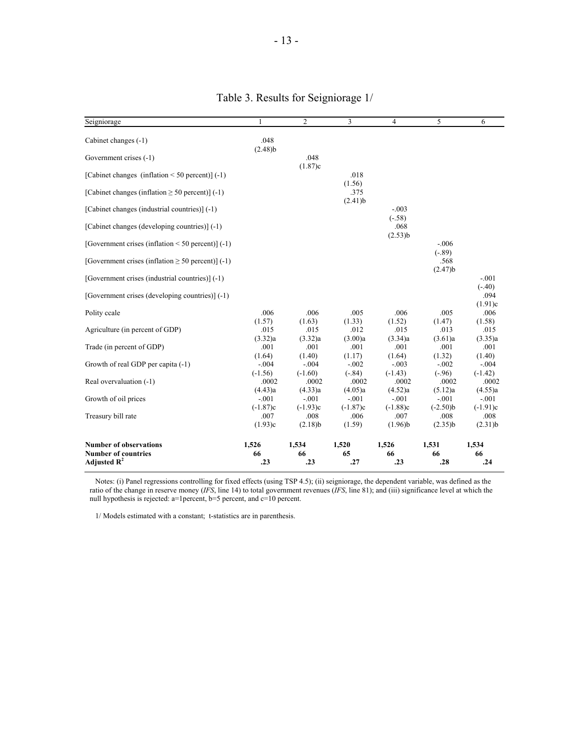# Table 3. Results for Seigniorage 1/

| Seigniorage | 1 | 2 | 3 | 4 | 5 | 6 |
|---|---|---|---|---|---|---|
| Cabinet changes (-1) | .048 | | | | | |
| | (2.48)b | | | | | |
| Government crises (-1) | | .048 | | | | |
| | | (1.87)c | | | | |
| [Cabinet changes (inflation < 50 percent)] (-1) | | | .018 | | | |
| | | | (1.56) | | | |
| [Cabinet changes (inflation ≥ 50 percent)] (-1) | | | .375 | | | |
| | | | (2.41)b | | | |
| [Cabinet changes (industrial countries)] (-1) | | | | -.003 | | |
| | | | | (-.58) | | |
| [Cabinet changes (developing countries)] (-1) | | | | .068 | | |
| | | | | (2.53)b | | |
| [Government crises (inflation < 50 percent)] (-1) | | | | | -.006 | |
| | | | | | (-.89) | |
| [Government crises (inflation ≥ 50 percent)] (-1) | | | | | .568 | |
| | | | | | (2.47)b | |
| [Government crises (industrial countries)] (-1) | | | | | | -.001 |
| | | | | | | (-.40) |
| [Government crises (developing countries)] (-1) | | | | | | .094 |
| | | | | | | (1.91)c |
| Polity ccale | .006 | .006 | .005 | .006 | .005 | .006 |
| | (1.57) | (1.63) | (1.33) | (1.52) | (1.47) | (1.58) |
| Agriculture (in percent of GDP) | .015 | .015 | .012 | .015 | .013 | .015 |
| | (3.32)a | (3.32)a | (3.00)a | (3.34)a | (3.61)a | (3.35)a |
| Trade (in percent of GDP) | .001 | .001 | .001 | .001 | .001 | .001 |
| | (1.64) | (1.40) | (1.17) | (1.64) | (1.32) | (1.40) |
| Growth of real GDP per capita (-1) | -.004 | -.004 | -.002 | -.003 | -.002 | -.004 |
| | (-1.56) | (-1.60) | (-.84) | (-1.43) | (-.96) | (-1.42) |
| Real overvaluation (-1) | .0002 | .0002 | .0002 | .0002 | .0002 | .0002 |
| | (4.43)a | (4.33)a | (4.05)a | (4.52)a | (5.12)a | (4.55)a |
| Growth of oil prices | -.001 | -.001 | -.001 | -.001 | -.001 | -.001 |
| | (-1.87)c | (-1.93)c | (-1.87)c | (-1.88)c | (-2.50)b | (-1.91)c |
| Treasury bill rate | .007 | .008 | .006 | .007 | .008 | .008 |
| | (1.93)c | (2.18)b | (1.59) | (1.96)b | (2.35)b | (2.31)b |
| **Number of observations** | **1,526** | **1,534** | **1,520** | **1,526** | **1,531** | **1,534** |
| **Number of countries** | **66** | **66** | **65** | **66** | **66** | **66** |
| **Adjusted $R^2$** | **.23** | **.23** | **.27** | **.23** | **.28** | **.24** |

Notes: (i) Panel regressions controlling for fixed effects (using TSP 4.5); (ii) seigniorage, the dependent variable, was defined as the ratio of the change in reserve money (*IFS*, line 14) to total government revenues (*IFS*, line 81); and (iii) significance level at which the null hypothesis is rejected: a=1percent, b=5 percent, and c=10 percent.

1/ Models estimated with a constant; t-statistics are in parenthesis.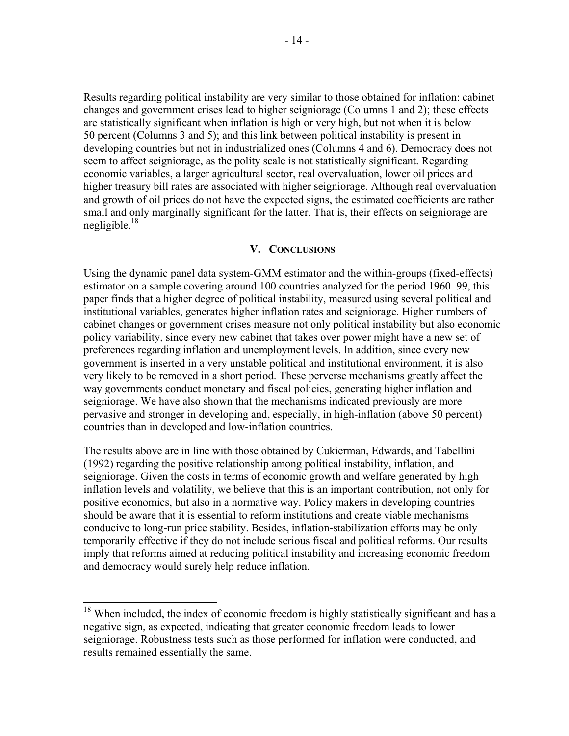Results regarding political instability are very similar to those obtained for inflation: cabinet changes and government crises lead to higher seigniorage (Columns 1 and 2); these effects are statistically significant when inflation is high or very high, but not when it is below 50 percent (Columns 3 and 5); and this link between political instability is present in developing countries but not in industrialized ones (Columns 4 and 6). Democracy does not seem to affect seigniorage, as the polity scale is not statistically significant. Regarding economic variables, a larger agricultural sector, real overvaluation, lower oil prices and higher treasury bill rates are associated with higher seigniorage. Although real overvaluation and growth of oil prices do not have the expected signs, the estimated coefficients are rather small and only marginally significant for the latter. That is, their effects on seigniorage are negligible.[18]

## V. Conclusions

Using the dynamic panel data system-GMM estimator and the within-groups (fixed-effects) estimator on a sample covering around 100 countries analyzed for the period 1960–99, this paper finds that a higher degree of political instability, measured using several political and institutional variables, generates higher inflation rates and seigniorage. Higher numbers of cabinet changes or government crises measure not only political instability but also economic policy variability, since every new cabinet that takes over power might have a new set of preferences regarding inflation and unemployment levels. In addition, since every new government is inserted in a very unstable political and institutional environment, it is also very likely to be removed in a short period. These perverse mechanisms greatly affect the way governments conduct monetary and fiscal policies, generating higher inflation and seigniorage. We have also shown that the mechanisms indicated previously are more pervasive and stronger in developing and, especially, in high-inflation (above 50 percent) countries than in developed and low-inflation countries.

The results above are in line with those obtained by Cukierman, Edwards, and Tabellini (1992) regarding the positive relationship among political instability, inflation, and seigniorage. Given the costs in terms of economic growth and welfare generated by high inflation levels and volatility, we believe that this is an important contribution, not only for positive economics, but also in a normative way. Policy makers in developing countries should be aware that it is essential to reform institutions and create viable mechanisms conducive to long-run price stability. Besides, inflation-stabilization efforts may be only temporarily effective if they do not include serious fiscal and political reforms. Our results imply that reforms aimed at reducing political instability and increasing economic freedom and democracy would surely help reduce inflation.

---

[18] When included, the index of economic freedom is highly statistically significant and has a negative sign, as expected, indicating that greater economic freedom leads to lower seigniorage. Robustness tests such as those performed for inflation were conducted, and results remained essentially the same.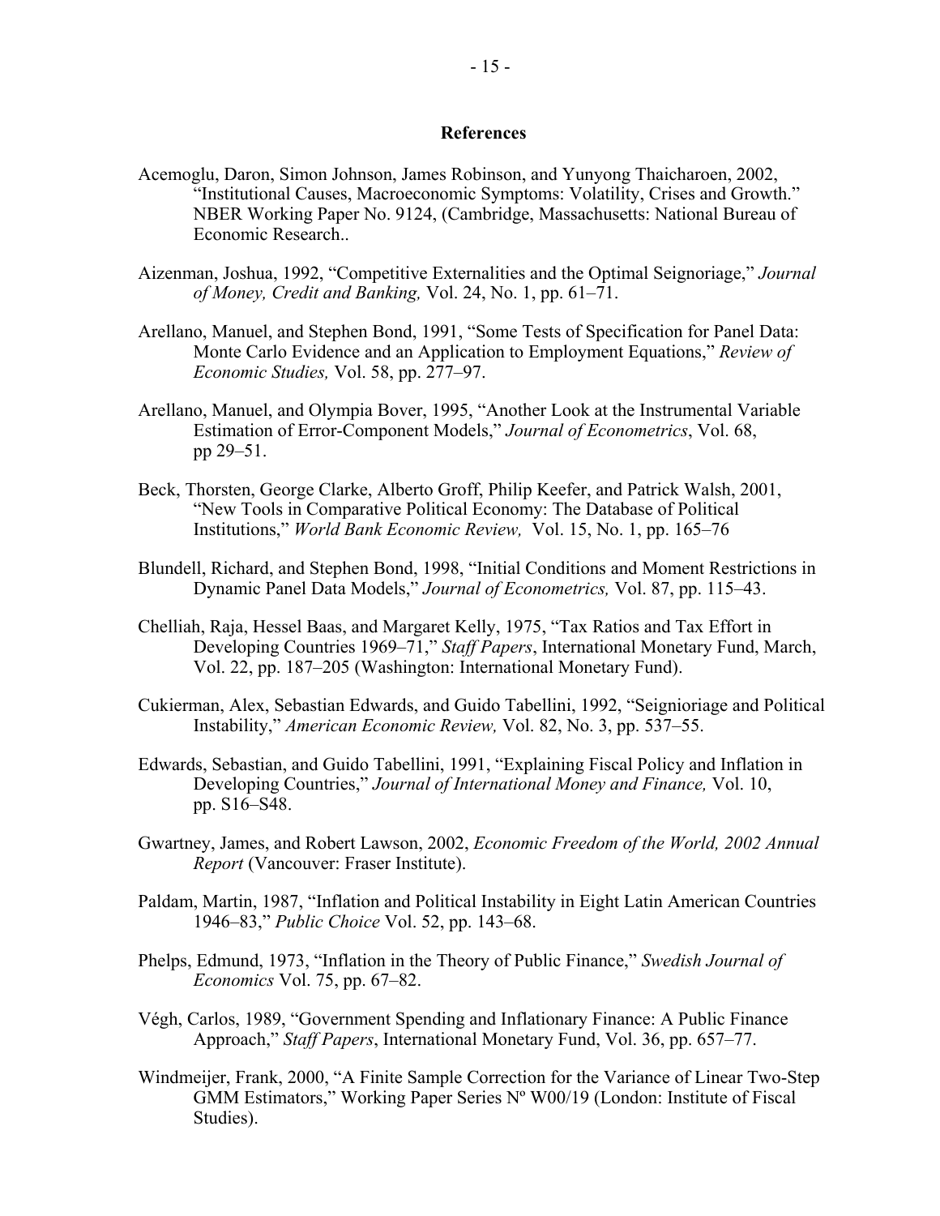# References

Acemoglu, Daron, Simon Johnson, James Robinson, and Yunyong Thaicharoen, 2002, "Institutional Causes, Macroeconomic Symptoms: Volatility, Crises and Growth." NBER Working Paper No. 9124, (Cambridge, Massachusetts: National Bureau of Economic Research..

Aizenman, Joshua, 1992, "Competitive Externalities and the Optimal Seignoriage," *Journal of Money, Credit and Banking,* Vol. 24, No. 1, pp. 61–71.

Arellano, Manuel, and Stephen Bond, 1991, "Some Tests of Specification for Panel Data: Monte Carlo Evidence and an Application to Employment Equations," *Review of Economic Studies,* Vol. 58, pp. 277–97.

Arellano, Manuel, and Olympia Bover, 1995, "Another Look at the Instrumental Variable Estimation of Error-Component Models," *Journal of Econometrics*, Vol. 68, pp 29–51.

Beck, Thorsten, George Clarke, Alberto Groff, Philip Keefer, and Patrick Walsh, 2001, "New Tools in Comparative Political Economy: The Database of Political Institutions," *World Bank Economic Review,* Vol. 15, No. 1, pp. 165–76

Blundell, Richard, and Stephen Bond, 1998, "Initial Conditions and Moment Restrictions in Dynamic Panel Data Models," *Journal of Econometrics,* Vol. 87, pp. 115–43.

Chelliah, Raja, Hessel Baas, and Margaret Kelly, 1975, "Tax Ratios and Tax Effort in Developing Countries 1969–71," *Staff Papers*, International Monetary Fund, March, Vol. 22, pp. 187–205 (Washington: International Monetary Fund).

Cukierman, Alex, Sebastian Edwards, and Guido Tabellini, 1992, "Seignioriage and Political Instability," *American Economic Review,* Vol. 82, No. 3, pp. 537–55.

Edwards, Sebastian, and Guido Tabellini, 1991, "Explaining Fiscal Policy and Inflation in Developing Countries," *Journal of International Money and Finance,* Vol. 10, pp. S16–S48.

Gwartney, James, and Robert Lawson, 2002, *Economic Freedom of the World, 2002 Annual Report* (Vancouver: Fraser Institute).

Paldam, Martin, 1987, "Inflation and Political Instability in Eight Latin American Countries 1946–83," *Public Choice* Vol. 52, pp. 143–68.

Phelps, Edmund, 1973, "Inflation in the Theory of Public Finance," *Swedish Journal of Economics* Vol. 75, pp. 67–82.

Végh, Carlos, 1989, "Government Spending and Inflationary Finance: A Public Finance Approach," *Staff Papers*, International Monetary Fund, Vol. 36, pp. 657–77.

Windmeijer, Frank, 2000, "A Finite Sample Correction for the Variance of Linear Two-Step GMM Estimators," Working Paper Series Nº W00/19 (London: Institute of Fiscal Studies).